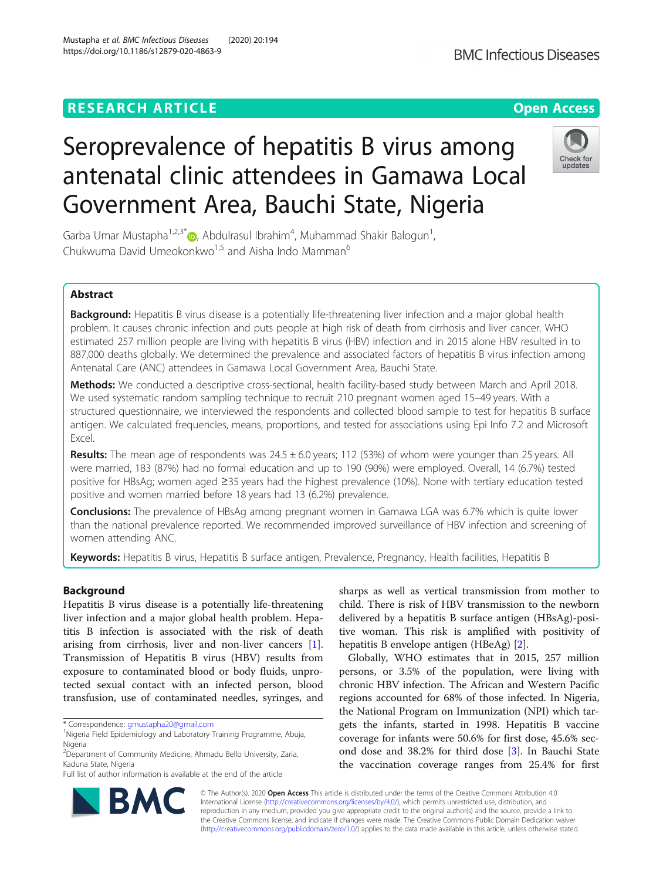RESEARCH ARTICLE

Open Access

# Seroprevalence of hepatitis B virus among antenatal clinic attendees in Gamawa Local Government Area, Bauchi State, Nigeria

Garba Umar Mustapha[1,2,3*], Abdulrasul Ibrahim[4], Muhammad Shakir Balogun[1], Chukwuma David Umeokonkwo[1,5] and Aisha Indo Mamman[6]

## Abstract

**Background:** Hepatitis B virus disease is a potentially life-threatening liver infection and a major global health problem. It causes chronic infection and puts people at high risk of death from cirrhosis and liver cancer. WHO estimated 257 million people are living with hepatitis B virus (HBV) infection and in 2015 alone HBV resulted in to 887,000 deaths globally. We determined the prevalence and associated factors of hepatitis B virus infection among Antenatal Care (ANC) attendees in Gamawa Local Government Area, Bauchi State.

**Methods:** We conducted a descriptive cross-sectional, health facility-based study between March and April 2018. We used systematic random sampling technique to recruit 210 pregnant women aged 15–49 years. With a structured questionnaire, we interviewed the respondents and collected blood sample to test for hepatitis B surface antigen. We calculated frequencies, means, proportions, and tested for associations using Epi Info 7.2 and Microsoft Excel.

**Results:** The mean age of respondents was 24.5 ± 6.0 years; 112 (53%) of whom were younger than 25 years. All were married, 183 (87%) had no formal education and up to 190 (90%) were employed. Overall, 14 (6.7%) tested positive for HBsAg; women aged ≥35 years had the highest prevalence (10%). None with tertiary education tested positive and women married before 18 years had 13 (6.2%) prevalence.

**Conclusions:** The prevalence of HBsAg among pregnant women in Gamawa LGA was 6.7% which is quite lower than the national prevalence reported. We recommended improved surveillance of HBV infection and screening of women attending ANC.

**Keywords:** Hepatitis B virus, Hepatitis B surface antigen, Prevalence, Pregnancy, Health facilities, Hepatitis B

## Background

Hepatitis B virus disease is a potentially life-threatening liver infection and a major global health problem. Hepatitis B infection is associated with the risk of death arising from cirrhosis, liver and non-liver cancers [1]. Transmission of Hepatitis B virus (HBV) results from exposure to contaminated blood or body fluids, unprotected sexual contact with an infected person, blood transfusion, use of contaminated needles, syringes, and sharps as well as vertical transmission from mother to child. There is risk of HBV transmission to the newborn delivered by a hepatitis B surface antigen (HBsAg)-positive woman. This risk is amplified with positivity of hepatitis B envelope antigen (HBeAg) [2].

Globally, WHO estimates that in 2015, 257 million persons, or 3.5% of the population, were living with chronic HBV infection. The African and Western Pacific regions accounted for 68% of those infected. In Nigeria, the National Program on Immunization (NPI) which targets the infants, started in 1998. Hepatitis B vaccine coverage for infants were 50.6% for first dose, 45.6% second dose and 38.2% for third dose [3]. In Bauchi State the vaccination coverage ranges from 25.4% for first

\* Correspondence: gmustapha20@gmail.com
[1]Nigeria Field Epidemiology and Laboratory Training Programme, Abuja, Nigeria
[2]Department of Community Medicine, Ahmadu Bello University, Zaria, Kaduna State, Nigeria
Full list of author information is available at the end of the article

© The Author(s). 2020 **Open Access** This article is distributed under the terms of the Creative Commons Attribution 4.0 International License (http://creativecommons.org/licenses/by/4.0/), which permits unrestricted use, distribution, and reproduction in any medium, provided you give appropriate credit to the original author(s) and the source, provide a link to the Creative Commons license, and indicate if changes were made. The Creative Commons Public Domain Dedication waiver (http://creativecommons.org/publicdomain/zero/1.0/) applies to the data made available in this article, unless otherwise stated.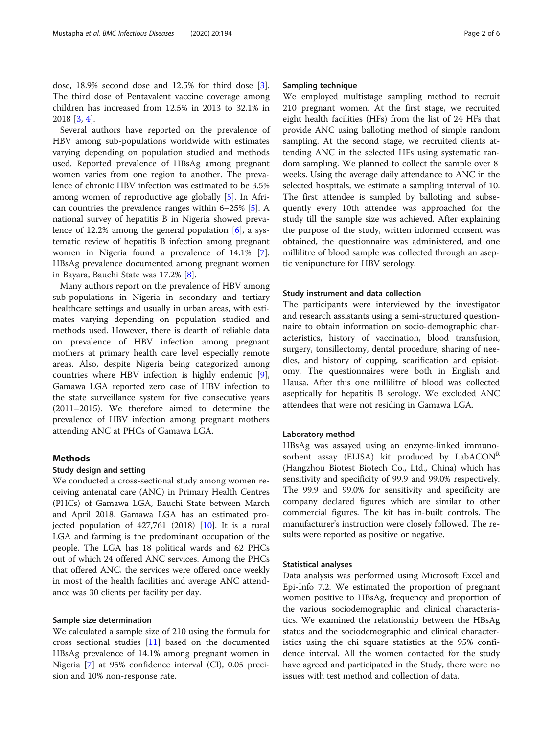dose, 18.9% second dose and 12.5% for third dose [3]. The third dose of Pentavalent vaccine coverage among children has increased from 12.5% in 2013 to 32.1% in 2018 [3, 4].

Several authors have reported on the prevalence of HBV among sub-populations worldwide with estimates varying depending on population studied and methods used. Reported prevalence of HBsAg among pregnant women varies from one region to another. The prevalence of chronic HBV infection was estimated to be 3.5% among women of reproductive age globally [5]. In African countries the prevalence ranges within 6–25% [5]. A national survey of hepatitis B in Nigeria showed prevalence of 12.2% among the general population [6], a systematic review of hepatitis B infection among pregnant women in Nigeria found a prevalence of 14.1% [7]. HBsAg prevalence documented among pregnant women in Bayara, Bauchi State was 17.2% [8].

Many authors report on the prevalence of HBV among sub-populations in Nigeria in secondary and tertiary healthcare settings and usually in urban areas, with estimates varying depending on population studied and methods used. However, there is dearth of reliable data on prevalence of HBV infection among pregnant mothers at primary health care level especially remote areas. Also, despite Nigeria being categorized among countries where HBV infection is highly endemic [9], Gamawa LGA reported zero case of HBV infection to the state surveillance system for five consecutive years (2011–2015). We therefore aimed to determine the prevalence of HBV infection among pregnant mothers attending ANC at PHCs of Gamawa LGA.

## Methods

### Study design and setting

We conducted a cross-sectional study among women receiving antenatal care (ANC) in Primary Health Centres (PHCs) of Gamawa LGA, Bauchi State between March and April 2018. Gamawa LGA has an estimated projected population of 427,761 (2018) [10]. It is a rural LGA and farming is the predominant occupation of the people. The LGA has 18 political wards and 62 PHCs out of which 24 offered ANC services. Among the PHCs that offered ANC, the services were offered once weekly in most of the health facilities and average ANC attendance was 30 clients per facility per day.

### Sample size determination

We calculated a sample size of 210 using the formula for cross sectional studies [11] based on the documented HBsAg prevalence of 14.1% among pregnant women in Nigeria [7] at 95% confidence interval (CI), 0.05 precision and 10% non-response rate.

### Sampling technique

We employed multistage sampling method to recruit 210 pregnant women. At the first stage, we recruited eight health facilities (HFs) from the list of 24 HFs that provide ANC using balloting method of simple random sampling. At the second stage, we recruited clients attending ANC in the selected HFs using systematic random sampling. We planned to collect the sample over 8 weeks. Using the average daily attendance to ANC in the selected hospitals, we estimate a sampling interval of 10. The first attendee is sampled by balloting and subsequently every 10th attendee was approached for the study till the sample size was achieved. After explaining the purpose of the study, written informed consent was obtained, the questionnaire was administered, and one millilitre of blood sample was collected through an aseptic venipuncture for HBV serology.

### Study instrument and data collection

The participants were interviewed by the investigator and research assistants using a semi-structured questionnaire to obtain information on socio-demographic characteristics, history of vaccination, blood transfusion, surgery, tonsillectomy, dental procedure, sharing of needles, and history of cupping, scarification and episiotomy. The questionnaires were both in English and Hausa. After this one millilitre of blood was collected aseptically for hepatitis B serology. We excluded ANC attendees that were not residing in Gamawa LGA.

### Laboratory method

HBsAg was assayed using an enzyme-linked immunosorbent assay (ELISA) kit produced by LabACON[R] (Hangzhou Biotest Biotech Co., Ltd., China) which has sensitivity and specificity of 99.9 and 99.0% respectively. The 99.9 and 99.0% for sensitivity and specificity are company declared figures which are similar to other commercial figures. The kit has in-built controls. The manufacturer's instruction were closely followed. The results were reported as positive or negative.

### Statistical analyses

Data analysis was performed using Microsoft Excel and Epi-Info 7.2. We estimated the proportion of pregnant women positive to HBsAg, frequency and proportion of the various sociodemographic and clinical characteristics. We examined the relationship between the HBsAg status and the sociodemographic and clinical characteristics using the chi square statistics at the 95% confidence interval. All the women contacted for the study have agreed and participated in the Study, there were no issues with test method and collection of data.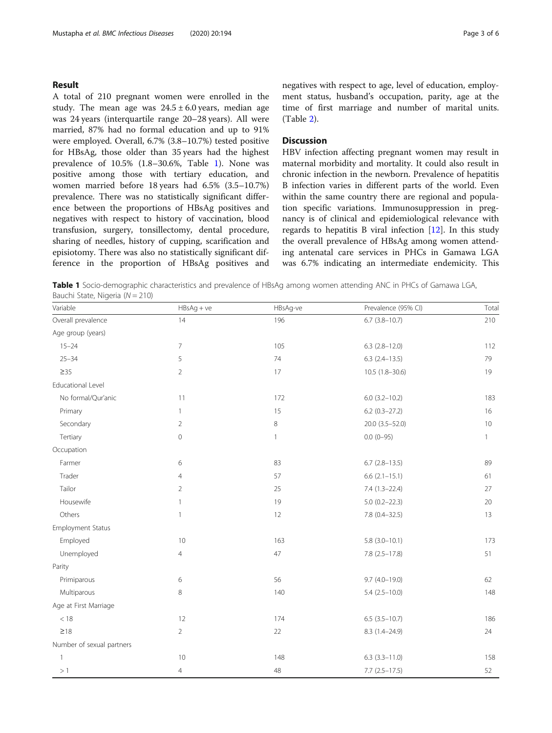## Result

A total of 210 pregnant women were enrolled in the study. The mean age was $24.5 \pm 6.0$ years, median age was 24 years (interquartile range 20–28 years). All were married, 87% had no formal education and up to 91% were employed. Overall, 6.7% (3.8–10.7%) tested positive for HBsAg, those older than 35 years had the highest prevalence of 10.5% (1.8–30.6%, Table 1). None was positive among those with tertiary education, and women married before 18 years had 6.5% (3.5–10.7%) prevalence. There was no statistically significant difference between the proportions of HBsAg positives and negatives with respect to history of vaccination, blood transfusion, surgery, tonsillectomy, dental procedure, sharing of needles, history of cupping, scarification and episiotomy. There was also no statistically significant difference in the proportion of HBsAg positives and negatives with respect to age, level of education, employment status, husband's occupation, parity, age at the time of first marriage and number of marital units. (Table 2).

## Discussion

HBV infection affecting pregnant women may result in maternal morbidity and mortality. It could also result in chronic infection in the newborn. Prevalence of hepatitis B infection varies in different parts of the world. Even within the same country there are regional and population specific variations. Immunosuppression in pregnancy is of clinical and epidemiological relevance with regards to hepatitis B viral infection [12]. In this study the overall prevalence of HBsAg among women attending antenatal care services in PHCs in Gamawa LGA was 6.7% indicating an intermediate endemicity. This

**Table 1** Socio-demographic characteristics and prevalence of HBsAg among women attending ANC in PHCs of Gamawa LGA, Bauchi State, Nigeria ($N = 210$)

| Variable | HBsAg + ve | HBsAg-ve | Prevalence (95% CI) | Total |
|---|---|---|---|---|
| Overall prevalence | 14 | 196 | 6.7 (3.8–10.7) | 210 |
| Age group (years) | | | | |
| 15–24 | 7 | 105 | 6.3 (2.8–12.0) | 112 |
| 25–34 | 5 | 74 | 6.3 (2.4–13.5) | 79 |
| ≥35 | 2 | 17 | 10.5 (1.8–30.6) | 19 |
| Educational Level | | | | |
| No formal/Qur'anic | 11 | 172 | 6.0 (3.2–10.2) | 183 |
| Primary | 1 | 15 | 6.2 (0.3–27.2) | 16 |
| Secondary | 2 | 8 | 20.0 (3.5–52.0) | 10 |
| Tertiary | 0 | 1 | 0.0 (0–95) | 1 |
| Occupation | | | | |
| Farmer | 6 | 83 | 6.7 (2.8–13.5) | 89 |
| Trader | 4 | 57 | 6.6 (2.1–15.1) | 61 |
| Tailor | 2 | 25 | 7.4 (1.3–22.4) | 27 |
| Housewife | 1 | 19 | 5.0 (0.2–22.3) | 20 |
| Others | 1 | 12 | 7.8 (0.4–32.5) | 13 |
| Employment Status | | | | |
| Employed | 10 | 163 | 5.8 (3.0–10.1) | 173 |
| Unemployed | 4 | 47 | 7.8 (2.5–17.8) | 51 |
| Parity | | | | |
| Primiparous | 6 | 56 | 9.7 (4.0–19.0) | 62 |
| Multiparous | 8 | 140 | 5.4 (2.5–10.0) | 148 |
| Age at First Marriage | | | | |
| < 18 | 12 | 174 | 6.5 (3.5–10.7) | 186 |
| ≥18 | 2 | 22 | 8.3 (1.4–24.9) | 24 |
| Number of sexual partners | | | | |
| 1 | 10 | 148 | 6.3 (3.3–11.0) | 158 |
| > 1 | 4 | 48 | 7.7 (2.5–17.5) | 52 |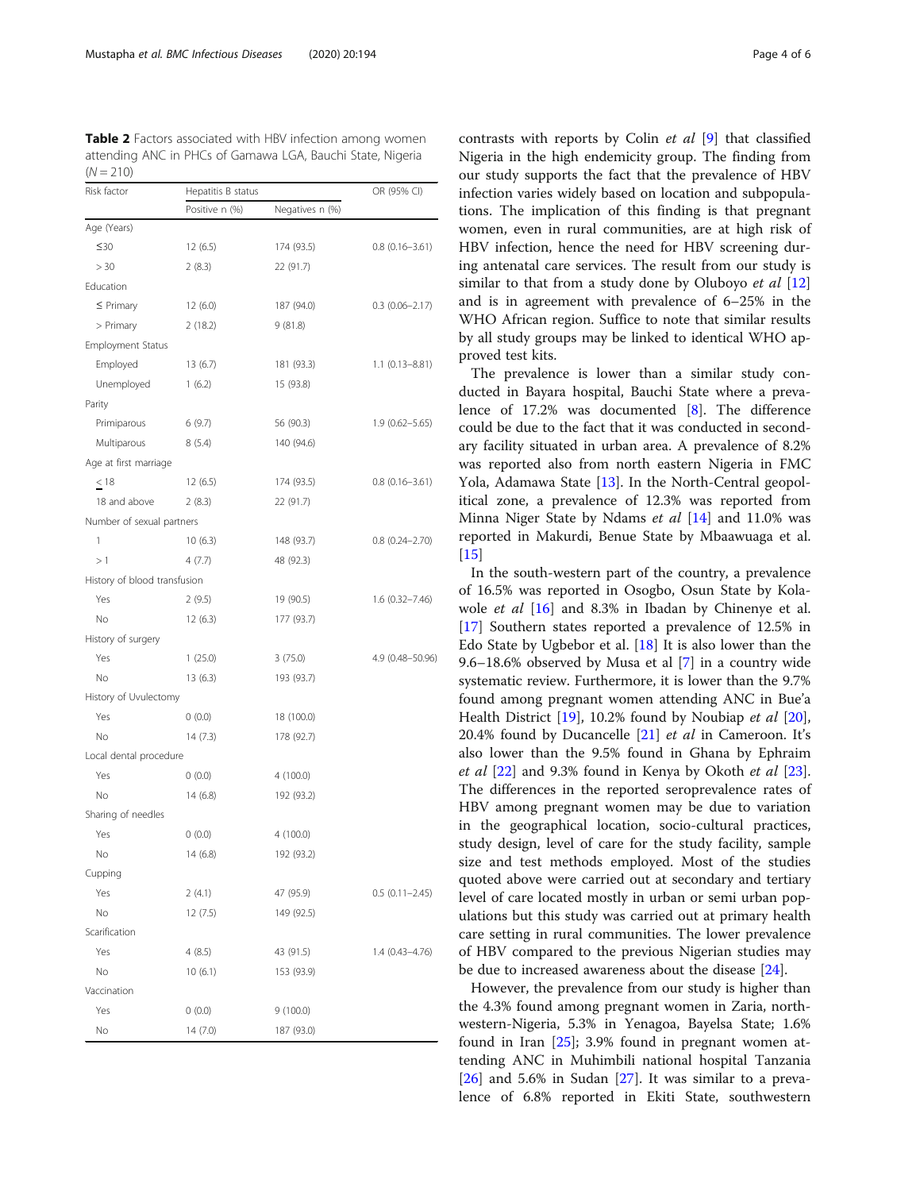**Table 2** Factors associated with HBV infection among women attending ANC in PHCs of Gamawa LGA, Bauchi State, Nigeria (N = 210)

| Risk factor | Hepatitis B status | | OR (95% CI) |
|---|---|---|---|
| | Positive n (%) | Negatives n (%) | |
| Age (Years) | | | |
| ≤30 | 12 (6.5) | 174 (93.5) | 0.8 (0.16–3.61) |
| > 30 | 2 (8.3) | 22 (91.7) | |
| Education | | | |
| ≤ Primary | 12 (6.0) | 187 (94.0) | 0.3 (0.06–2.17) |
| > Primary | 2 (18.2) | 9 (81.8) | |
| Employment Status | | | |
| Employed | 13 (6.7) | 181 (93.3) | 1.1 (0.13–8.81) |
| Unemployed | 1 (6.2) | 15 (93.8) | |
| Parity | | | |
| Primiparous | 6 (9.7) | 56 (90.3) | 1.9 (0.62–5.65) |
| Multiparous | 8 (5.4) | 140 (94.6) | |
| Age at first marriage | | | |
| ≤ 18 | 12 (6.5) | 174 (93.5) | 0.8 (0.16–3.61) |
| 18 and above | 2 (8.3) | 22 (91.7) | |
| Number of sexual partners | | | |
| 1 | 10 (6.3) | 148 (93.7) | 0.8 (0.24–2.70) |
| > 1 | 4 (7.7) | 48 (92.3) | |
| History of blood transfusion | | | |
| Yes | 2 (9.5) | 19 (90.5) | 1.6 (0.32–7.46) |
| No | 12 (6.3) | 177 (93.7) | |
| History of surgery | | | |
| Yes | 1 (25.0) | 3 (75.0) | 4.9 (0.48–50.96) |
| No | 13 (6.3) | 193 (93.7) | |
| History of Uvulectomy | | | |
| Yes | 0 (0.0) | 18 (100.0) | |
| No | 14 (7.3) | 178 (92.7) | |
| Local dental procedure | | | |
| Yes | 0 (0.0) | 4 (100.0) | |
| No | 14 (6.8) | 192 (93.2) | |
| Sharing of needles | | | |
| Yes | 0 (0.0) | 4 (100.0) | |
| No | 14 (6.8) | 192 (93.2) | |
| Cupping | | | |
| Yes | 2 (4.1) | 47 (95.9) | 0.5 (0.11–2.45) |
| No | 12 (7.5) | 149 (92.5) | |
| Scarification | | | |
| Yes | 4 (8.5) | 43 (91.5) | 1.4 (0.43–4.76) |
| No | 10 (6.1) | 153 (93.9) | |
| Vaccination | | | |
| Yes | 0 (0.0) | 9 (100.0) | |
| No | 14 (7.0) | 187 (93.0) | |

contrasts with reports by Colin *et al* [9] that classified Nigeria in the high endemicity group. The finding from our study supports the fact that the prevalence of HBV infection varies widely based on location and subpopulations. The implication of this finding is that pregnant women, even in rural communities, are at high risk of HBV infection, hence the need for HBV screening during antenatal care services. The result from our study is similar to that from a study done by Oluboyo *et al* [12] and is in agreement with prevalence of 6–25% in the WHO African region. Suffice to note that similar results by all study groups may be linked to identical WHO approved test kits.

The prevalence is lower than a similar study conducted in Bayara hospital, Bauchi State where a prevalence of 17.2% was documented [8]. The difference could be due to the fact that it was conducted in secondary facility situated in urban area. A prevalence of 8.2% was reported also from north eastern Nigeria in FMC Yola, Adamawa State [13]. In the North-Central geopolitical zone, a prevalence of 12.3% was reported from Minna Niger State by Ndams *et al* [14] and 11.0% was reported in Makurdi, Benue State by Mbaawuaga et al. [15]

In the south-western part of the country, a prevalence of 16.5% was reported in Osogbo, Osun State by Kolawole *et al* [16] and 8.3% in Ibadan by Chinenye et al. [17] Southern states reported a prevalence of 12.5% in Edo State by Ugbebor et al. [18] It is also lower than the 9.6–18.6% observed by Musa et al [7] in a country wide systematic review. Furthermore, it is lower than the 9.7% found among pregnant women attending ANC in Bue'a Health District [19], 10.2% found by Noubiap *et al* [20], 20.4% found by Ducancelle [21] *et al* in Cameroon. It's also lower than the 9.5% found in Ghana by Ephraim *et al* [22] and 9.3% found in Kenya by Okoth *et al* [23]. The differences in the reported seroprevalence rates of HBV among pregnant women may be due to variation in the geographical location, socio-cultural practices, study design, level of care for the study facility, sample size and test methods employed. Most of the studies quoted above were carried out at secondary and tertiary level of care located mostly in urban or semi urban populations but this study was carried out at primary health care setting in rural communities. The lower prevalence of HBV compared to the previous Nigerian studies may be due to increased awareness about the disease [24].

However, the prevalence from our study is higher than the 4.3% found among pregnant women in Zaria, north-western-Nigeria, 5.3% in Yenagoa, Bayelsa State; 1.6% found in Iran [25]; 3.9% found in pregnant women attending ANC in Muhimbili national hospital Tanzania [26] and 5.6% in Sudan [27]. It was similar to a prevalence of 6.8% reported in Ekiti State, southwestern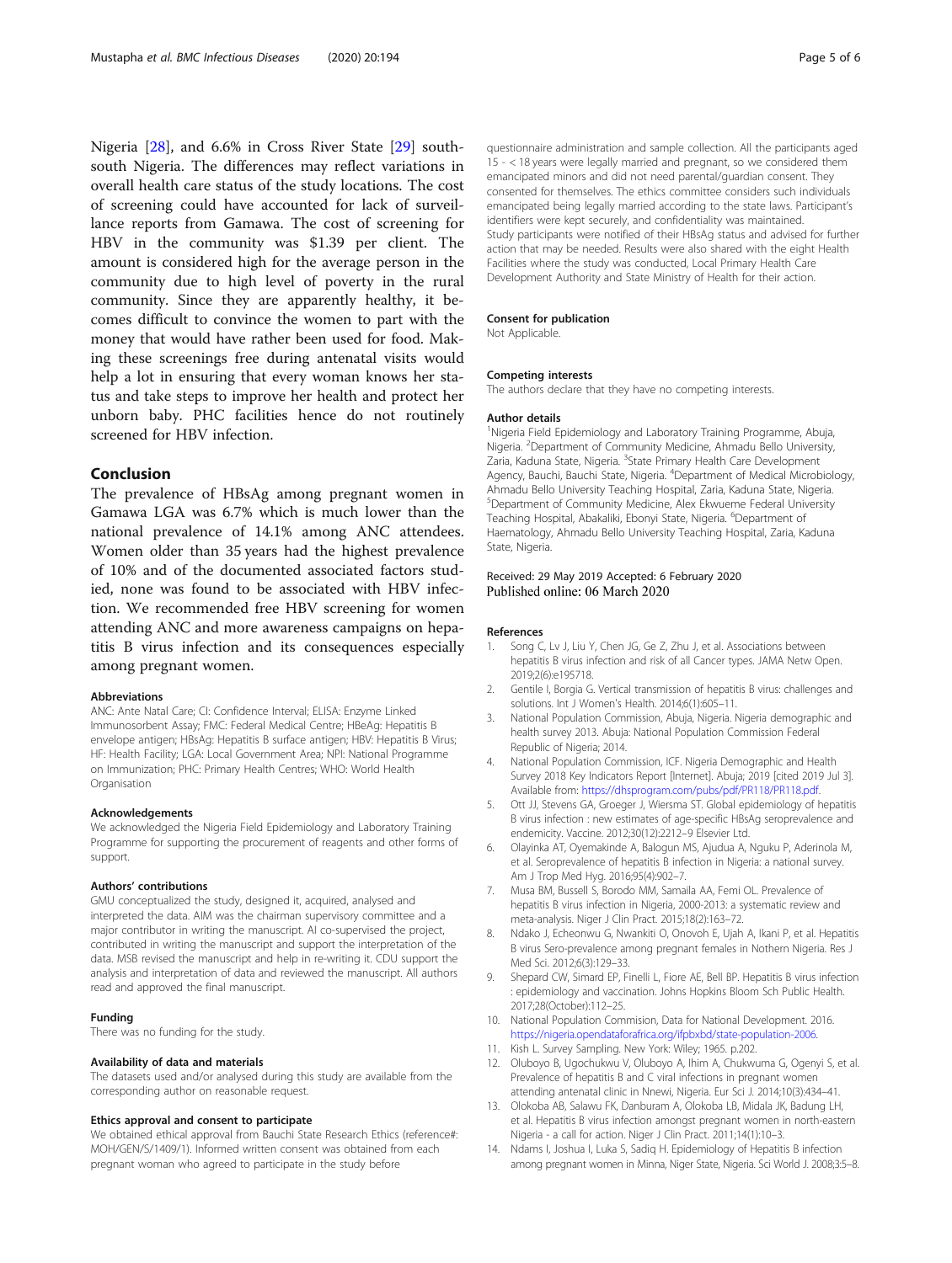Nigeria [28], and 6.6% in Cross River State [29] south-south Nigeria. The differences may reflect variations in overall health care status of the study locations. The cost of screening could have accounted for lack of surveillance reports from Gamawa. The cost of screening for HBV in the community was $1.39 per client. The amount is considered high for the average person in the community due to high level of poverty in the rural community. Since they are apparently healthy, it becomes difficult to convince the women to part with the money that would have rather been used for food. Making these screenings free during antenatal visits would help a lot in ensuring that every woman knows her status and take steps to improve her health and protect her unborn baby. PHC facilities hence do not routinely screened for HBV infection.

## Conclusion

The prevalence of HBsAg among pregnant women in Gamawa LGA was 6.7% which is much lower than the national prevalence of 14.1% among ANC attendees. Women older than 35 years had the highest prevalence of 10% and of the documented associated factors studied, none was found to be associated with HBV infection. We recommended free HBV screening for women attending ANC and more awareness campaigns on hepatitis B virus infection and its consequences especially among pregnant women.

#### Abbreviations

ANC: Ante Natal Care; CI: Confidence Interval; ELISA: Enzyme Linked Immunosorbent Assay; FMC: Federal Medical Centre; HBeAg: Hepatitis B envelope antigen; HBsAg: Hepatitis B surface antigen; HBV: Hepatitis B Virus; HF: Health Facility; LGA: Local Government Area; NPI: National Programme on Immunization; PHC: Primary Health Centres; WHO: World Health Organisation

#### Acknowledgements

We acknowledged the Nigeria Field Epidemiology and Laboratory Training Programme for supporting the procurement of reagents and other forms of support.

#### Authors' contributions

GMU conceptualized the study, designed it, acquired, analysed and interpreted the data. AIM was the chairman supervisory committee and a major contributor in writing the manuscript. AI co-supervised the project, contributed in writing the manuscript and support the interpretation of the data. MSB revised the manuscript and help in re-writing it. CDU support the analysis and interpretation of data and reviewed the manuscript. All authors read and approved the final manuscript.

#### Funding

There was no funding for the study.

#### Availability of data and materials

The datasets used and/or analysed during this study are available from the corresponding author on reasonable request.

#### Ethics approval and consent to participate

We obtained ethical approval from Bauchi State Research Ethics (reference#: MOH/GEN/S/1409/1). Informed written consent was obtained from each pregnant woman who agreed to participate in the study before questionnaire administration and sample collection. All the participants aged 15 - < 18 years were legally married and pregnant, so we considered them emancipated minors and did not need parental/guardian consent. They consented for themselves. The ethics committee considers such individuals emancipated being legally married according to the state laws. Participant's identifiers were kept securely, and confidentiality was maintained.
Study participants were notified of their HBsAg status and advised for further action that may be needed. Results were also shared with the eight Health Facilities where the study was conducted, Local Primary Health Care Development Authority and State Ministry of Health for their action.

#### Consent for publication

Not Applicable.

#### Competing interests

The authors declare that they have no competing interests.

#### Author details

[1]Nigeria Field Epidemiology and Laboratory Training Programme, Abuja, Nigeria. [2]Department of Community Medicine, Ahmadu Bello University, Zaria, Kaduna State, Nigeria. [3]State Primary Health Care Development Agency, Bauchi, Bauchi State, Nigeria. [4]Department of Medical Microbiology, Ahmadu Bello University Teaching Hospital, Zaria, Kaduna State, Nigeria. [5]Department of Community Medicine, Alex Ekwueme Federal University Teaching Hospital, Abakaliki, Ebonyi State, Nigeria. [6]Department of Haematology, Ahmadu Bello University Teaching Hospital, Zaria, Kaduna State, Nigeria.

Received: 29 May 2019 Accepted: 6 February 2020
Published online: 06 March 2020

#### References

1. Song C, Lv J, Liu Y, Chen JG, Ge Z, Zhu J, et al. Associations between hepatitis B virus infection and risk of all Cancer types. JAMA Netw Open. 2019;2(6):e195718.
2. Gentile I, Borgia G. Vertical transmission of hepatitis B virus: challenges and solutions. Int J Women's Health. 2014;6(1):605–11.
3. National Population Commission, Abuja, Nigeria. Nigeria demographic and health survey 2013. Abuja: National Population Commission Federal Republic of Nigeria; 2014.
4. National Population Commission, ICF. Nigeria Demographic and Health Survey 2018 Key Indicators Report [Internet]. Abuja; 2019 [cited 2019 Jul 3]. Available from: https://dhsprogram.com/pubs/pdf/PR118/PR118.pdf.
5. Ott JJ, Stevens GA, Groeger J, Wiersma ST. Global epidemiology of hepatitis B virus infection : new estimates of age-specific HBsAg seroprevalence and endemicity. Vaccine. 2012;30(12):2212–9 Elsevier Ltd.
6. Olayinka AT, Oyemakinde A, Balogun MS, Ajudua A, Nguku P, Aderinola M, et al. Seroprevalence of hepatitis B infection in Nigeria: a national survey. Am J Trop Med Hyg. 2016;95(4):902–7.
7. Musa BM, Bussell S, Borodo MM, Samaila AA, Femi OL. Prevalence of hepatitis B virus infection in Nigeria, 2000-2013: a systematic review and meta-analysis. Niger J Clin Pract. 2015;18(2):163–72.
8. Ndako J, Echeonwu G, Nwankiti O, Onovoh E, Ujah A, Ikani P, et al. Hepatitis B virus Sero-prevalence among pregnant females in Nothern Nigeria. Res J Med Sci. 2012;6(3):129–33.
9. Shepard CW, Simard EP, Finelli L, Fiore AE, Bell BP. Hepatitis B virus infection : epidemiology and vaccination. Johns Hopkins Bloom Sch Public Health. 2017;28(October):112–25.
10. National Population Commision, Data for National Development. 2016. https://nigeria.opendataforafrica.org/ifpbxbd/state-population-2006.
11. Kish L. Survey Sampling. New York: Wiley; 1965. p.202.
12. Oluboyo B, Ugochukwu V, Oluboyo A, Ihim A, Chukwuma G, Ogenyi S, et al. Prevalence of hepatitis B and C viral infections in pregnant women attending antenatal clinic in Nnewi, Nigeria. Eur Sci J. 2014;10(3):434–41.
13. Olokoba AB, Salawu FK, Danburam A, Olokoba LB, Midala JK, Badung LH, et al. Hepatitis B virus infection amongst pregnant women in north-eastern Nigeria - a call for action. Niger J Clin Pract. 2011;14(1):10–3.
14. Ndams I, Joshua I, Luka S, Sadiq H. Epidemiology of Hepatitis B infection among pregnant women in Minna, Niger State, Nigeria. Sci World J. 2008;3:5–8.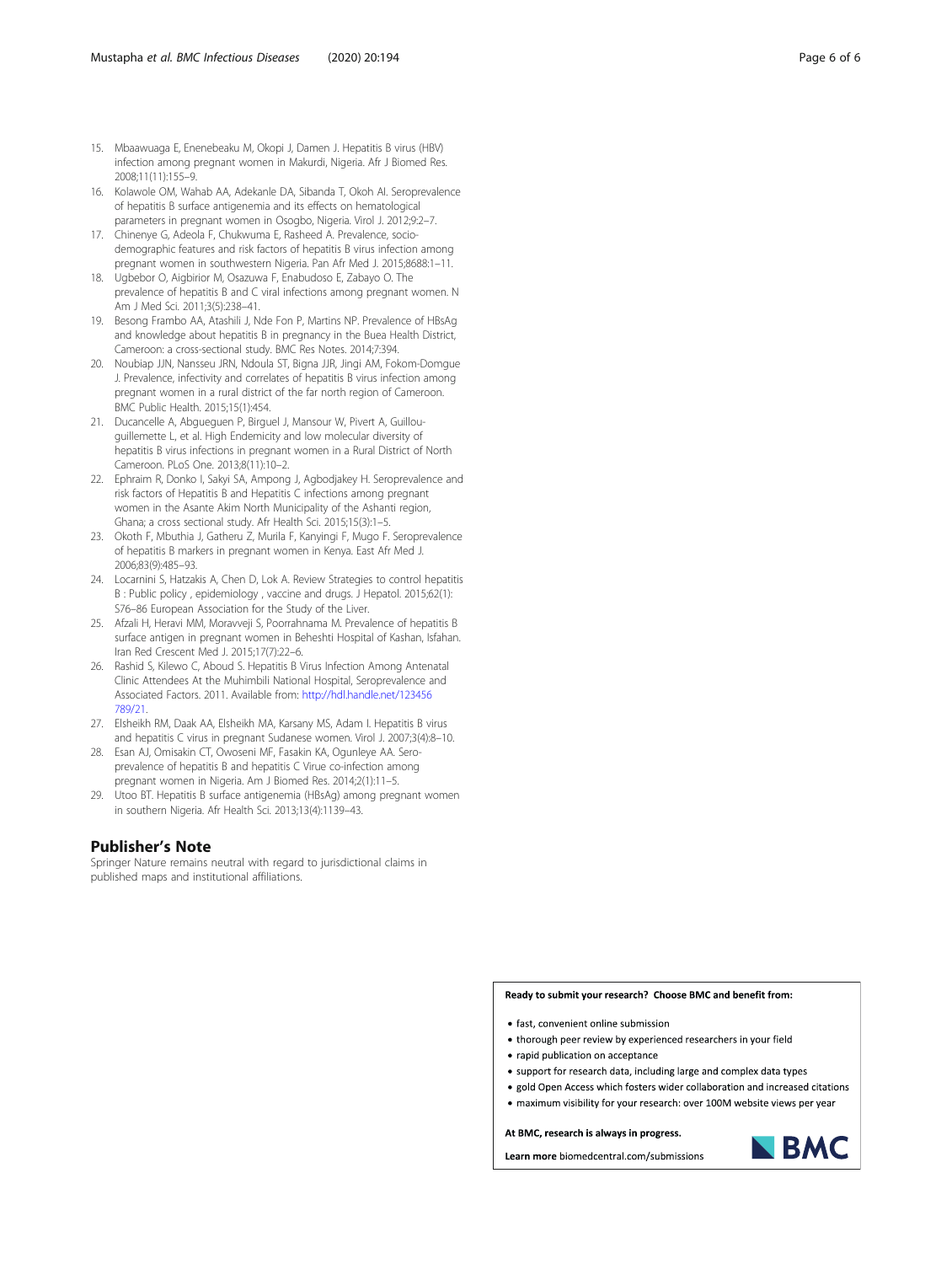15. Mbaawuaga E, Enenebeaku M, Okopi J, Damen J. Hepatitis B virus (HBV) infection among pregnant women in Makurdi, Nigeria. Afr J Biomed Res. 2008;11(11):155–9.
16. Kolawole OM, Wahab AA, Adekanle DA, Sibanda T, Okoh AI. Seroprevalence of hepatitis B surface antigenemia and its effects on hematological parameters in pregnant women in Osogbo, Nigeria. Virol J. 2012;9:2–7.
17. Chinenye G, Adeola F, Chukwuma E, Rasheed A. Prevalence, socio-demographic features and risk factors of hepatitis B virus infection among pregnant women in southwestern Nigeria. Pan Afr Med J. 2015;8688:1–11.
18. Ugbebor O, Aigbirior M, Osazuwa F, Enabudoso E, Zabayo O. The prevalence of hepatitis B and C viral infections among pregnant women. N Am J Med Sci. 2011;3(5):238–41.
19. Besong Frambo AA, Atashili J, Nde Fon P, Martins NP. Prevalence of HBsAg and knowledge about hepatitis B in pregnancy in the Buea Health District, Cameroon: a cross-sectional study. BMC Res Notes. 2014;7:394.
20. Noubiap JJN, Nansseu JRN, Ndoula ST, Bigna JJR, Jingi AM, Fokom-Domgue J. Prevalence, infectivity and correlates of hepatitis B virus infection among pregnant women in a rural district of the far north region of Cameroon. BMC Public Health. 2015;15(1):454.
21. Ducancelle A, Abgueguen P, Birguel J, Mansour W, Pivert A, Guillou-guillemette L, et al. High Endemicity and low molecular diversity of hepatitis B virus infections in pregnant women in a Rural District of North Cameroon. PLoS One. 2013;8(11):10–2.
22. Ephraim R, Donko I, Sakyi SA, Ampong J, Agbodjakey H. Seroprevalence and risk factors of Hepatitis B and Hepatitis C infections among pregnant women in the Asante Akim North Municipality of the Ashanti region, Ghana; a cross sectional study. Afr Health Sci. 2015;15(3):1–5.
23. Okoth F, Mbuthia J, Gatheru Z, Murila F, Kanyingi F, Mugo F. Seroprevalence of hepatitis B markers in pregnant women in Kenya. East Afr Med J. 2006;83(9):485–93.
24. Locarnini S, Hatzakis A, Chen D, Lok A. Review Strategies to control hepatitis B : Public policy , epidemiology , vaccine and drugs. J Hepatol. 2015;62(1): S76–86 European Association for the Study of the Liver.
25. Afzali H, Heravi MM, Moravveji S, Poorrahnama M. Prevalence of hepatitis B surface antigen in pregnant women in Beheshti Hospital of Kashan, Isfahan. Iran Red Crescent Med J. 2015;17(7):22–6.
26. Rashid S, Kilewo C, Aboud S. Hepatitis B Virus Infection Among Antenatal Clinic Attendees At the Muhimbili National Hospital, Seroprevalence and Associated Factors. 2011. Available from: http://hdl.handle.net/123456789/21.
27. Elsheikh RM, Daak AA, Elsheikh MA, Karsany MS, Adam I. Hepatitis B virus and hepatitis C virus in pregnant Sudanese women. Virol J. 2007;3(4):8–10.
28. Esan AJ, Omisakin CT, Owoseni MF, Fasakin KA, Ogunleye AA. Sero-prevalence of hepatitis B and hepatitis C Virue co-infection among pregnant women in Nigeria. Am J Biomed Res. 2014;2(1):11–5.
29. Utoo BT. Hepatitis B surface antigenemia (HBsAg) among pregnant women in southern Nigeria. Afr Health Sci. 2013;13(4):1139–43.

## Publisher's Note

Springer Nature remains neutral with regard to jurisdictional claims in published maps and institutional affiliations.

**Ready to submit your research? Choose BMC and benefit from:**

- fast, convenient online submission
- thorough peer review by experienced researchers in your field
- rapid publication on acceptance
- support for research data, including large and complex data types
- gold Open Access which fosters wider collaboration and increased citations
- maximum visibility for your research: over 100M website views per year

**At BMC, research is always in progress.**

**Learn more** biomedcentral.com/submissions

BMC